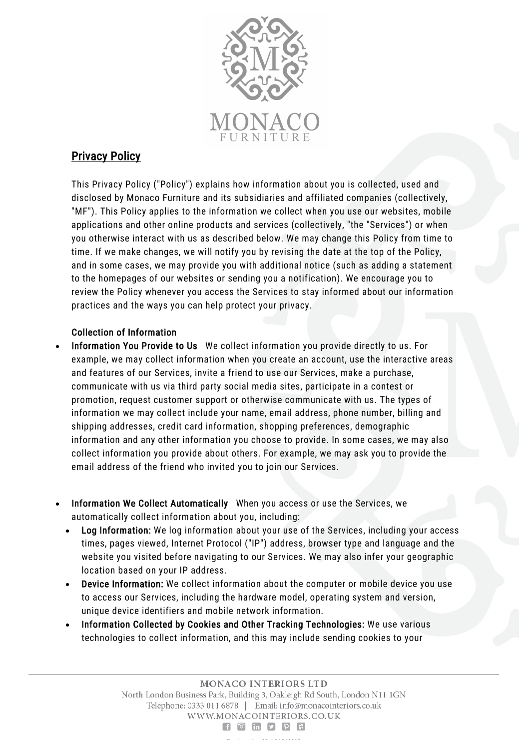## Privacy Policy

This Privacy Policy ("Policy") explains how information about you is collected, used and disclosed by Monaco Furniture and its subsidiaries and affiliated companies (collectively, "MF"). This Policy applies to the information we collect when you use our websites, mobile applications and other online products and services (collectively, "the "Services") or when you otherwise interact with us as described below. We may change this Policy from time to time. If we make changes, we will notify you by revising the date at the top of the Policy, and in some cases, we may provide you with additional notice (such as adding a statement to the homepages of our websites or sending you a notification). We encourage you to review the Policy whenever you access the Services to stay informed about our information practices and the ways you can help protect your privacy.

### Collection of Information

- **Information You Provide to Us** We collect information you provide directly to us. For example, we may collect information when you create an account, use the interactive areas and features of our Services, invite a friend to use our Services, make a purchase, communicate with us via third party social media sites, participate in a contest or promotion, request customer support or otherwise communicate with us. The types of information we may collect include your name, email address, phone number, billing and shipping addresses, credit card information, shopping preferences, demographic information and any other information you choose to provide. In some cases, we may also collect information you provide about others. For example, we may ask you to provide the email address of the friend who invited you to join our Services.

- **Information We Collect Automatically** When you access or use the Services, we automatically collect information about you, including:
  - **Log Information:** We log information about your use of the Services, including your access times, pages viewed, Internet Protocol ("IP") address, browser type and language and the website you visited before navigating to our Services. We may also infer your geographic location based on your IP address.
  - **Device Information:** We collect information about the computer or mobile device you use to access our Services, including the hardware model, operating system and version, unique device identifiers and mobile network information.
  - **Information Collected by Cookies and Other Tracking Technologies:** We use various technologies to collect information, and this may include sending cookies to your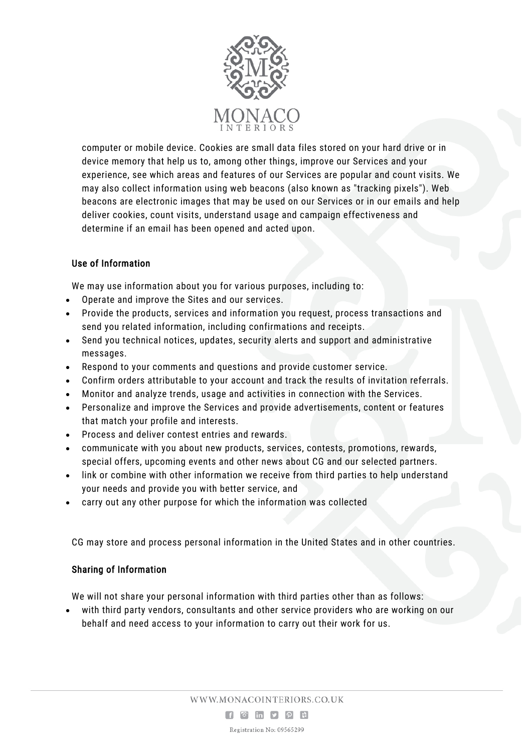computer or mobile device. Cookies are small data files stored on your hard drive or in device memory that help us to, among other things, improve our Services and your experience, see which areas and features of our Services are popular and count visits. We may also collect information using web beacons (also known as "tracking pixels"). Web beacons are electronic images that may be used on our Services or in our emails and help deliver cookies, count visits, understand usage and campaign effectiveness and determine if an email has been opened and acted upon.

## Use of Information

We may use information about you for various purposes, including to:

- Operate and improve the Sites and our services.
- Provide the products, services and information you request, process transactions and send you related information, including confirmations and receipts.
- Send you technical notices, updates, security alerts and support and administrative messages.
- Respond to your comments and questions and provide customer service.
- Confirm orders attributable to your account and track the results of invitation referrals.
- Monitor and analyze trends, usage and activities in connection with the Services.
- Personalize and improve the Services and provide advertisements, content or features that match your profile and interests.
- Process and deliver contest entries and rewards.
- communicate with you about new products, services, contests, promotions, rewards, special offers, upcoming events and other news about CG and our selected partners.
- link or combine with other information we receive from third parties to help understand your needs and provide you with better service, and
- carry out any other purpose for which the information was collected

CG may store and process personal information in the United States and in other countries.

## Sharing of Information

We will not share your personal information with third parties other than as follows:

- with third party vendors, consultants and other service providers who are working on our behalf and need access to your information to carry out their work for us.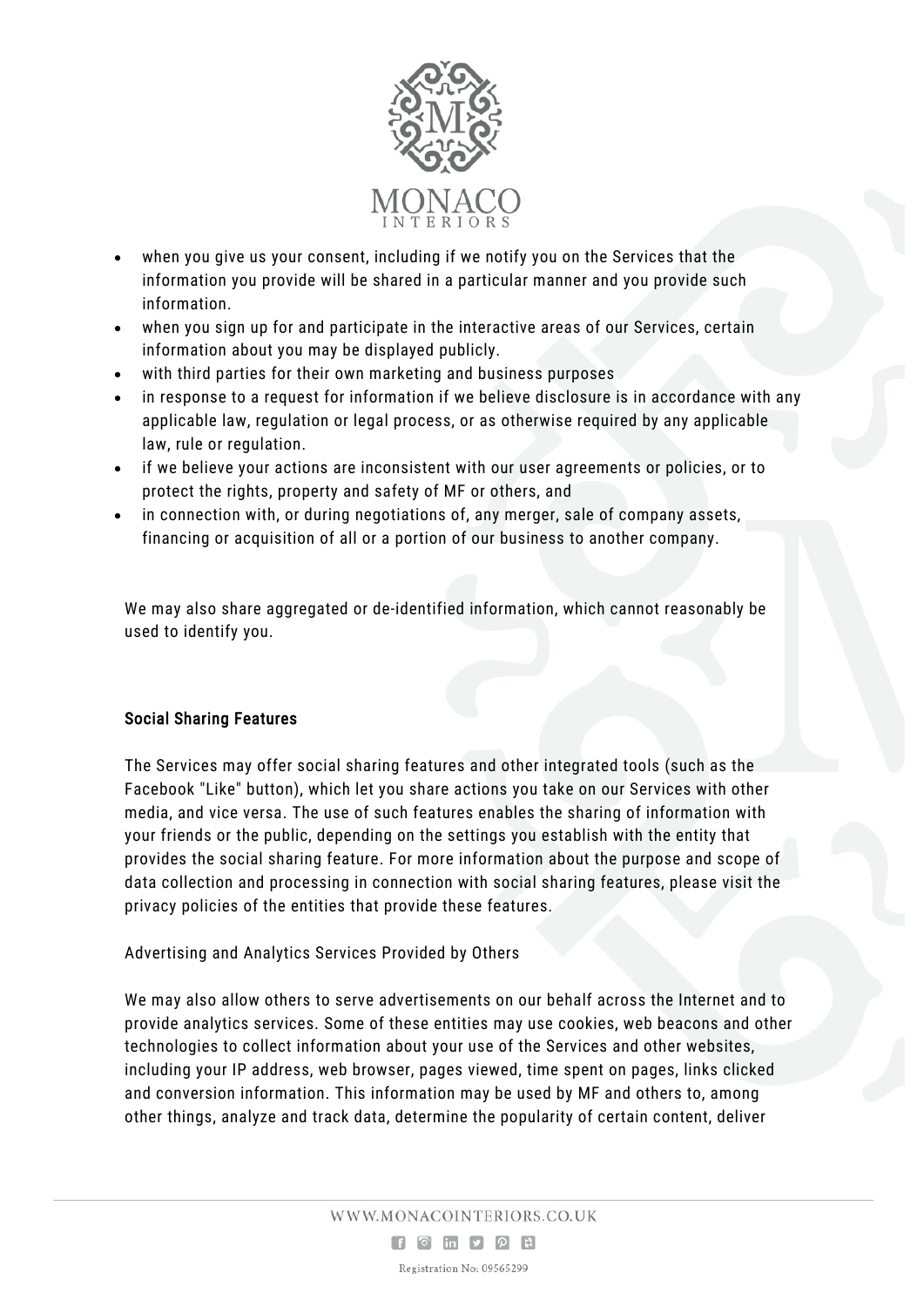- when you give us your consent, including if we notify you on the Services that the information you provide will be shared in a particular manner and you provide such information.
- when you sign up for and participate in the interactive areas of our Services, certain information about you may be displayed publicly.
- with third parties for their own marketing and business purposes
- in response to a request for information if we believe disclosure is in accordance with any applicable law, regulation or legal process, or as otherwise required by any applicable law, rule or regulation.
- if we believe your actions are inconsistent with our user agreements or policies, or to protect the rights, property and safety of MF or others, and
- in connection with, or during negotiations of, any merger, sale of company assets, financing or acquisition of all or a portion of our business to another company.

We may also share aggregated or de-identified information, which cannot reasonably be used to identify you.

**Social Sharing Features**

The Services may offer social sharing features and other integrated tools (such as the Facebook "Like" button), which let you share actions you take on our Services with other media, and vice versa. The use of such features enables the sharing of information with your friends or the public, depending on the settings you establish with the entity that provides the social sharing feature. For more information about the purpose and scope of data collection and processing in connection with social sharing features, please visit the privacy policies of the entities that provide these features.

Advertising and Analytics Services Provided by Others

We may also allow others to serve advertisements on our behalf across the Internet and to provide analytics services. Some of these entities may use cookies, web beacons and other technologies to collect information about your use of the Services and other websites, including your IP address, web browser, pages viewed, time spent on pages, links clicked and conversion information. This information may be used by MF and others to, among other things, analyze and track data, determine the popularity of certain content, deliver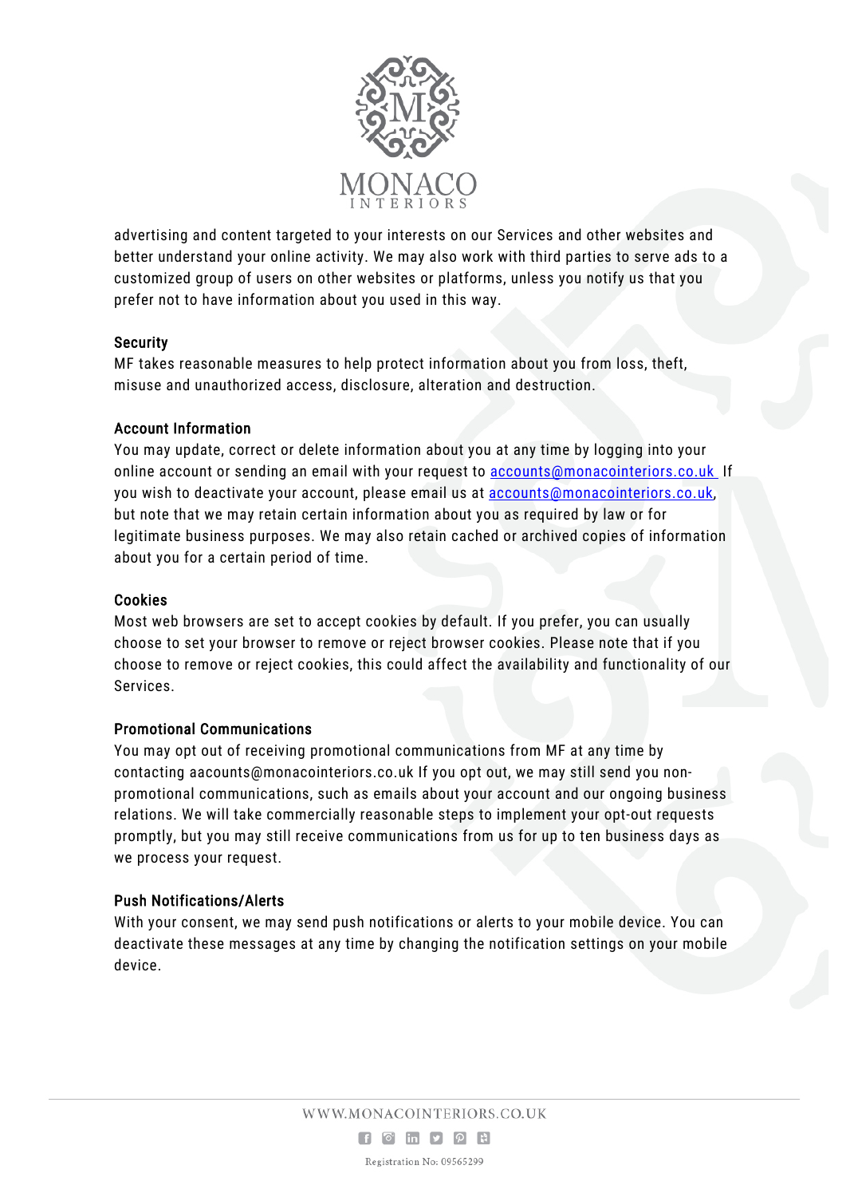advertising and content targeted to your interests on our Services and other websites and better understand your online activity. We may also work with third parties to serve ads to a customized group of users on other websites or platforms, unless you notify us that you prefer not to have information about you used in this way.

### Security

MF takes reasonable measures to help protect information about you from loss, theft, misuse and unauthorized access, disclosure, alteration and destruction.

### Account Information

You may update, correct or delete information about you at any time by logging into your online account or sending an email with your request to accounts@monacointeriors.co.uk If you wish to deactivate your account, please email us at accounts@monacointeriors.co.uk, but note that we may retain certain information about you as required by law or for legitimate business purposes. We may also retain cached or archived copies of information about you for a certain period of time.

### Cookies

Most web browsers are set to accept cookies by default. If you prefer, you can usually choose to set your browser to remove or reject browser cookies. Please note that if you choose to remove or reject cookies, this could affect the availability and functionality of our Services.

### Promotional Communications

You may opt out of receiving promotional communications from MF at any time by contacting aacounts@monacointeriors.co.uk If you opt out, we may still send you non-promotional communications, such as emails about your account and our ongoing business relations. We will take commercially reasonable steps to implement your opt-out requests promptly, but you may still receive communications from us for up to ten business days as we process your request.

### Push Notifications/Alerts

With your consent, we may send push notifications or alerts to your mobile device. You can deactivate these messages at any time by changing the notification settings on your mobile device.